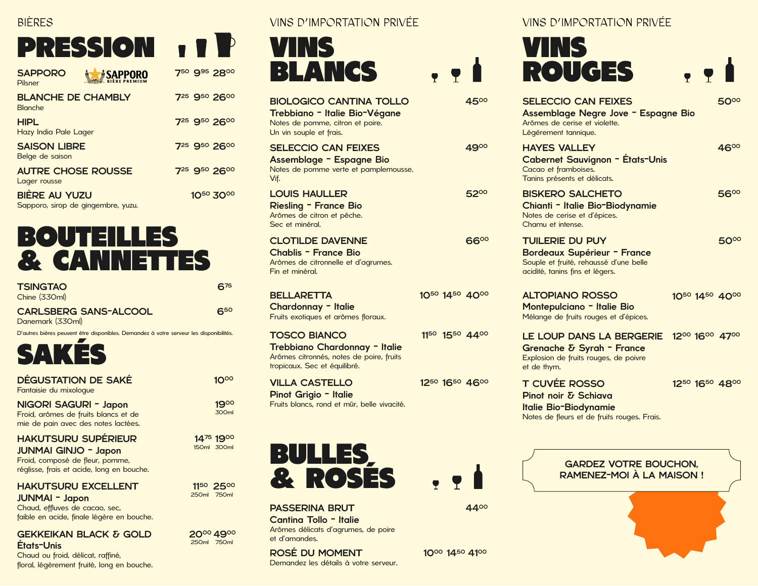BIÈRES

# PRESSION

| | | | |
|---|---|---|---|
| **SAPPORO** Pilsner | 7,50 | 9,95 | 28,00 |
| **BLANCHE DE CHAMBLY** Blanche | 7,25 | 9,50 | 26,00 |
| **HIPL** Hazy India Pale Lager | 7,25 | 9,50 | 26,00 |
| **SAISON LIBRE** Belge de saison | 7,25 | 9,50 | 26,00 |
| **AUTRE CHOSE ROUSSE** Lager rousse | 7,25 | 9,50 | 26,00 |
| **BIÈRE AU YUZU** Sapporo, sirop de gingembre, yuzu. | | 10,50 | 30,00 |

# BOUTEILLES & CANNETTES

**TSINGTAO** — 6,75
Chine (330ml)

**CARLSBERG SANS-ALCOOL** — 6,50
Danemark (330ml)

D'autres bières peuvent être disponibles. Demandez à votre serveur les disponibilités.

# SAKÉS

**DÉGUSTATION DE SAKÉ** — 10,00
Fantaisie du mixologue

**NIGORI SAGURI - Japon** — 19,00 (300ml)
Froid, arômes de fruits blancs et de mie de pain avec des notes lactées.

**HAKUTSURU SUPÉRIEUR JUNMAI GINJO - Japon** — 14,75 (150ml) / 19,00 (300ml)
Froid, composé de fleur, pomme, réglisse, frais et acide, long en bouche.

**HAKUTSURU EXCELLENT JUNMAI - Japon** — 11,50 (250ml) / 25,00 (750ml)
Chaud, effluves de cacao, sec, faible en acide, finale légère en bouche.

**GEKKEIKAN BLACK & GOLD États-Unis** — 20,00 (250ml) / 49,00 (750ml)
Chaud ou froid, délicat, raffiné, floral, légèrement fruité, long en bouche.

VINS D'IMPORTATION PRIVÉE

# VINS BLANCS

**BIOLOGICO CANTINA TOLLO** — 45,00
**Trebbiano - Italie Bio-Végane**
Notes de pomme, citron et poire.
Un vin souple et frais.

**SELECCIO CAN FEIXES** — 49,00
**Assemblage - Espagne Bio**
Notes de pomme verte et pamplemousse.
Vif.

**LOUIS HAULLER** — 52,00
**Riesling - France Bio**
Arômes de citron et pêche.
Sec et minéral.

**CLOTILDE DAVENNE** — 66,00
**Chablis - France Bio**
Arômes de citronnelle et d'agrumes.
Fin et minéral.

**BELLARETTA** — 10,50 / 14,50 / 40,00
**Chardonnay - Italie**
Fruits exotiques et arômes floraux.

**TOSCO BIANCO** — 11,50 / 15,50 / 44,00
**Trebbiano Chardonnay - Italie**
Arômes citronnés, notes de poire, fruits tropicaux. Sec et équilibré.

**VILLA CASTELLO** — 12,50 / 16,50 / 46,00
**Pinot Grigio - Italie**
Fruits blancs, rond et mûr, belle vivacité.

# BULLES & ROSÉS

**PASSERINA BRUT** — 44,00
**Cantina Tollo - Italie**
Arômes délicats d'agrumes, de poire et d'amandes.

**ROSÉ DU MOMENT** — 10,00 / 14,50 / 41,00
Demandez les détails à votre serveur.

VINS D'IMPORTATION PRIVÉE

# VINS ROUGES

**SELECCIO CAN FEIXES** — 50,00
**Assemblage Negre Jove - Espagne Bio**
Arômes de cerise et violette.
Légèrement tannique.

**HAYES VALLEY** — 46,00
**Cabernet Sauvignon - États-Unis**
Cacao et framboises.
Tanins présents et délicats.

**BISKERO SALCHETO** — 56,00
**Chianti - Italie Bio-Biodynamie**
Notes de cerise et d'épices.
Charnu et intense.

**TUILERIE DU PUY** — 50,00
**Bordeaux Supérieur - France**
Souple et fruité, rehaussé d'une belle acidité, tanins fins et légers.

**ALTOPIANO ROSSO** — 10,50 / 14,50 / 40,00
**Montepulciano - Italie Bio**
Mélange de fruits rouges et d'épices.

**LE LOUP DANS LA BERGERIE** — 12,00 / 16,00 / 47,00
**Grenache & Syrah - France**
Explosion de fruits rouges, de poivre et de thym.

**T CUVÉE ROSSO** — 12,50 / 16,50 / 48,00
**Pinot noir & Schiava**
**Italie Bio-Biodynamie**
Notes de fleurs et de fruits rouges. Frais.

GARDEZ VOTRE BOUCHON, RAMENEZ-MOI À LA MAISON !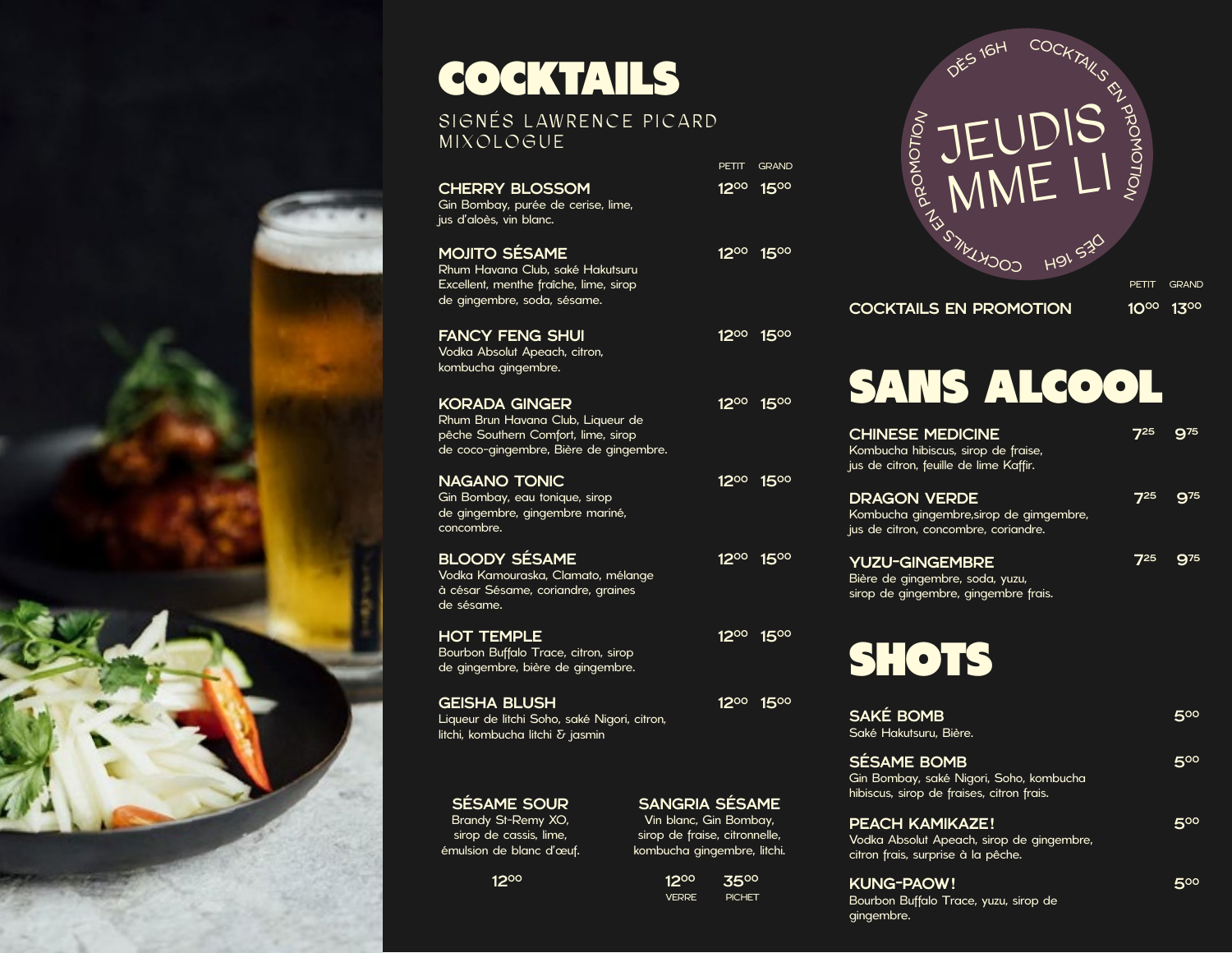# COCKTAILS

SIGNÉS LAWRENCE PICARD MIXOLOGUE

| | PETIT | GRAND |
|---|---|---|
| **CHERRY BLOSSOM**<br>Gin Bombay, purée de cerise, lime, jus d'aloès, vin blanc. | 12.00 | 15.00 |
| **MOJITO SÉSAME**<br>Rhum Havana Club, saké Hakutsuru Excellent, menthe fraîche, lime, sirop de gingembre, soda, sésame. | 12.00 | 15.00 |
| **FANCY FENG SHUI**<br>Vodka Absolut Apeach, citron, kombucha gingembre. | 12.00 | 15.00 |
| **KORADA GINGER**<br>Rhum Brun Havana Club, Liqueur de pêche Southern Comfort, lime, sirop de coco-gingembre, Bière de gingembre. | 12.00 | 15.00 |
| **NAGANO TONIC**<br>Gin Bombay, eau tonique, sirop de gingembre, gingembre mariné, concombre. | 12.00 | 15.00 |
| **BLOODY SÉSAME**<br>Vodka Kamouraska, Clamato, mélange à césar Sésame, coriandre, graines de sésame. | 12.00 | 15.00 |
| **HOT TEMPLE**<br>Bourbon Buffalo Trace, citron, sirop de gingembre, bière de gingembre. | 12.00 | 15.00 |
| **GEISHA BLUSH**<br>Liqueur de litchi Soho, saké Nigori, citron, litchi, kombucha litchi & jasmin | 12.00 | 15.00 |

**SÉSAME SOUR**
Brandy St-Remy XO, sirop de cassis, lime, émulsion de blanc d'œuf.
12.00

**SANGRIA SÉSAME**
Vin blanc, Gin Bombay, sirop de fraise, citronnelle, kombucha gingembre, litchi.
12.00 VERRE — 35.00 PICHET

## JEUDIS MME LI

DÈS 16H — COCKTAILS EN PROMOTION

| | PETIT | GRAND |
|---|---|---|
| **COCKTAILS EN PROMOTION** | 10.00 | 13.00 |

# SANS ALCOOL

| | | |
|---|---|---|
| **CHINESE MEDICINE**<br>Kombucha hibiscus, sirop de fraise, jus de citron, feuille de lime Kaffir. | 7.25 | 9.75 |
| **DRAGON VERDE**<br>Kombucha gingembre,sirop de gimgembre, jus de citron, concombre, coriandre. | 7.25 | 9.75 |
| **YUZU-GINGEMBRE**<br>Bière de gingembre, soda, yuzu, sirop de gingembre, gingembre frais. | 7.25 | 9.75 |

# SHOTS

| | |
|---|---|
| **SAKÉ BOMB**<br>Saké Hakutsuru, Bière. | 5.00 |
| **SÉSAME BOMB**<br>Gin Bombay, saké Nigori, Soho, kombucha hibiscus, sirop de fraises, citron frais. | 5.00 |
| **PEACH KAMIKAZE!**<br>Vodka Absolut Apeach, sirop de gingembre, citron frais, surprise à la pêche. | 5.00 |
| **KUNG-PAOW!**<br>Bourbon Buffalo Trace, yuzu, sirop de gingembre. | 5.00 |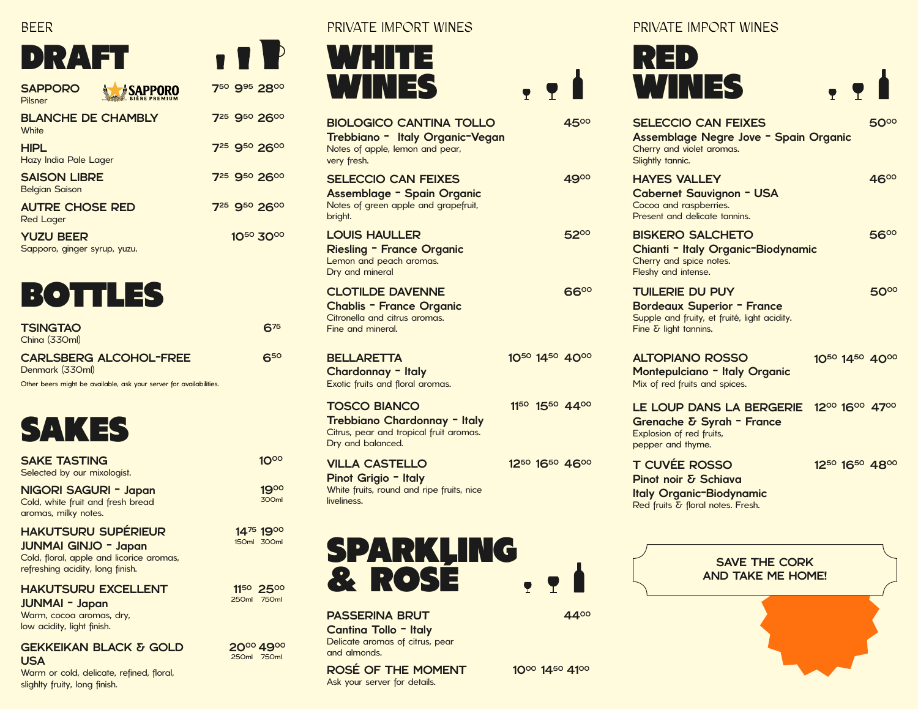BEER

# DRAFT

| | | | |
|---|---|---|---|
| **SAPPORO** Pilsner | 7.50 | 9.95 | 28.00 |
| **BLANCHE DE CHAMBLY** White | 7.25 | 9.50 | 26.00 |
| **HIPL** Hazy India Pale Lager | 7.25 | 9.50 | 26.00 |
| **SAISON LIBRE** Belgian Saison | 7.25 | 9.50 | 26.00 |
| **AUTRE CHOSE RED** Red Lager | 7.25 | 9.50 | 26.00 |
| **YUZU BEER** Sapporo, ginger syrup, yuzu. | | 10.50 | 30.00 |

# BOTTLES

**TSINGTAO** — 6.75
China (330ml)

**CARLSBERG ALCOHOL-FREE** — 6.50
Denmark (330ml)

Other beers might be available, ask your server for availabilities.

# SAKES

**SAKE TASTING** — 10.00
Selected by our mixologist.

**NIGORI SAGURI - Japan** — 19.00 (300ml)
Cold, white fruit and fresh bread aromas, milky notes.

**HAKUTSURU SUPÉRIEUR JUNMAI GINJO - Japan** — 14.75 (150ml) / 19.00 (300ml)
Cold, floral, apple and licorice aromas, refreshing acidity, long finish.

**HAKUTSURU EXCELLENT JUNMAI - Japan** — 11.50 (250ml) / 25.00 (750ml)
Warm, cocoa aromas, dry, low acidity, light finish.

**GEKKEIKAN BLACK & GOLD USA** — 20.00 (250ml) / 49.00 (750ml)
Warm or cold, delicate, refined, floral, slighlty fruity, long finish.

PRIVATE IMPORT WINES

# WHITE WINES

**BIOLOGICO CANTINA TOLLO** — 45.00
**Trebbiano - Italy Organic-Vegan**
Notes of apple, lemon and pear, very fresh.

**SELECCIO CAN FEIXES** — 49.00
**Assemblage - Spain Organic**
Notes of green apple and grapefruit, bright.

**LOUIS HAULLER** — 52.00
**Riesling - France Organic**
Lemon and peach aromas. Dry and mineral

**CLOTILDE DAVENNE** — 66.00
**Chablis - France Organic**
Citronella and citrus aromas. Fine and mineral.

**BELLARETTA** — 10.50 / 14.50 / 40.00
**Chardonnay - Italy**
Exotic fruits and floral aromas.

**TOSCO BIANCO** — 11.50 / 15.50 / 44.00
**Trebbiano Chardonnay - Italy**
Citrus, pear and tropical fruit aromas. Dry and balanced.

**VILLA CASTELLO** — 12.50 / 16.50 / 46.00
**Pinot Grigio - Italy**
White fruits, round and ripe fruits, nice liveliness.

# SPARKLING & ROSÉ

**PASSERINA BRUT** — 44.00
**Cantina Tollo - Italy**
Delicate aromas of citrus, pear and almonds.

**ROSÉ OF THE MOMENT** — 10.00 / 14.50 / 41.00
Ask your server for details.

PRIVATE IMPORT WINES

# RED WINES

**SELECCIO CAN FEIXES** — 50.00
**Assemblage Negre Jove - Spain Organic**
Cherry and violet aromas. Slightly tannic.

**HAYES VALLEY** — 46.00
**Cabernet Sauvignon - USA**
Cocoa and raspberries. Present and delicate tannins.

**BISKERO SALCHETO** — 56.00
**Chianti - Italy Organic-Biodynamic**
Cherry and spice notes. Fleshy and intense.

**TUILERIE DU PUY** — 50.00
**Bordeaux Superior - France**
Supple and fruity, et fruité, light acidity. Fine & light tannins.

**ALTOPIANO ROSSO** — 10.50 / 14.50 / 40.00
**Montepulciano - Italy Organic**
Mix of red fruits and spices.

**LE LOUP DANS LA BERGERIE** — 12.00 / 16.00 / 47.00
**Grenache & Syrah - France**
Explosion of red fruits, pepper and thyme.

**T CUVÉE ROSSO** — 12.50 / 16.50 / 48.00
**Pinot noir & Schiava**
**Italy Organic-Biodynamic**
Red fruits & floral notes. Fresh.

SAVE THE CORK AND TAKE ME HOME!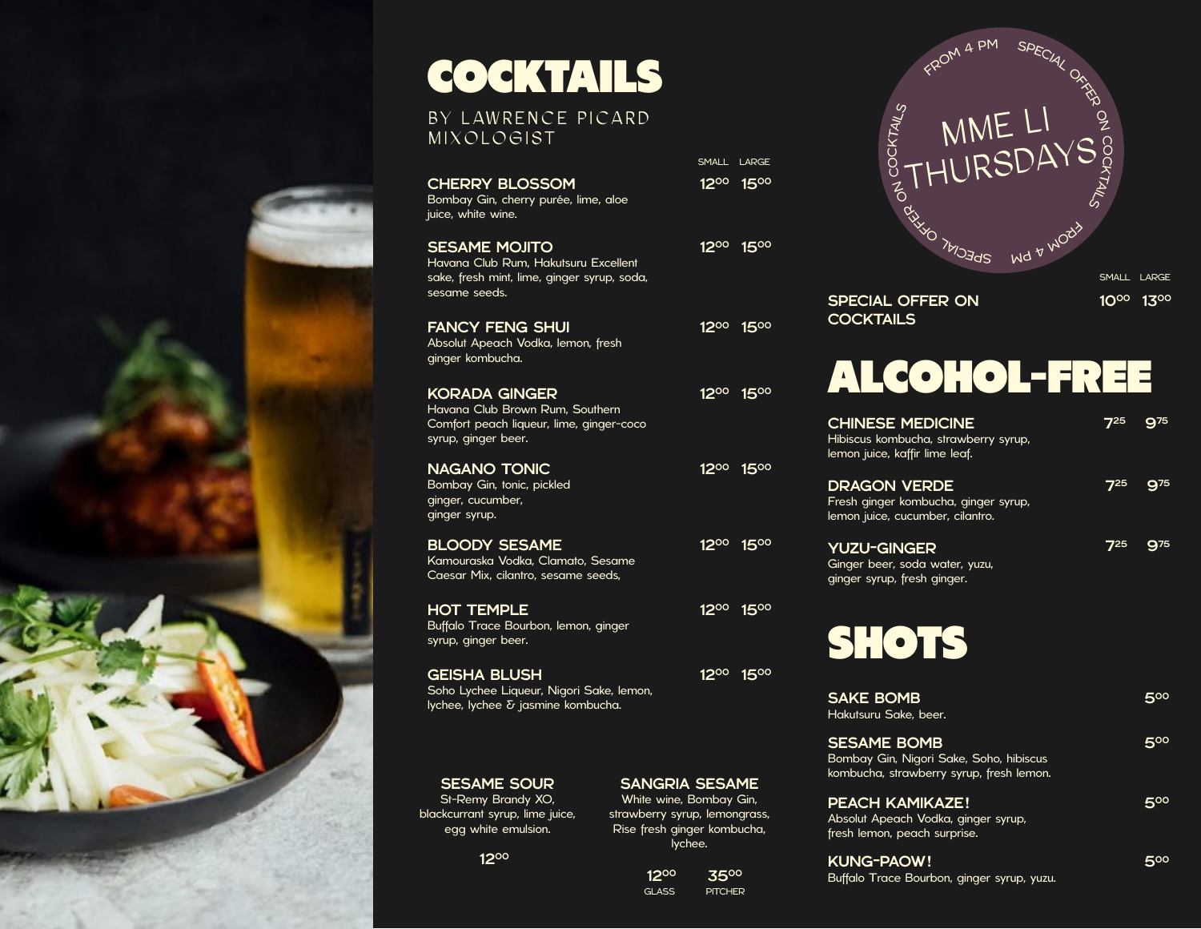# COCKTAILS

BY LAWRENCE PICARD MIXOLOGIST

| | SMALL | LARGE |
|---|---|---|
| **CHERRY BLOSSOM**<br>Bombay Gin, cherry purée, lime, aloe juice, white wine. | 12.00 | 15.00 |
| **SESAME MOJITO**<br>Havana Club Rum, Hakutsuru Excellent sake, fresh mint, lime, ginger syrup, soda, sesame seeds. | 12.00 | 15.00 |
| **FANCY FENG SHUI**<br>Absolut Apeach Vodka, lemon, fresh ginger kombucha. | 12.00 | 15.00 |
| **KORADA GINGER**<br>Havana Club Brown Rum, Southern Comfort peach liqueur, lime, ginger-coco syrup, ginger beer. | 12.00 | 15.00 |
| **NAGANO TONIC**<br>Bombay Gin, tonic, pickled ginger, cucumber, ginger syrup. | 12.00 | 15.00 |
| **BLOODY SESAME**<br>Kamouraska Vodka, Clamato, Sesame Caesar Mix, cilantro, sesame seeds, | 12.00 | 15.00 |
| **HOT TEMPLE**<br>Buffalo Trace Bourbon, lemon, ginger syrup, ginger beer. | 12.00 | 15.00 |
| **GEISHA BLUSH**<br>Soho Lychee Liqueur, Nigori Sake, lemon, lychee, lychee & jasmine kombucha. | 12.00 | 15.00 |

**SESAME SOUR**
St-Remy Brandy XO, blackcurrant syrup, lime juice, egg white emulsion.
12.00

**SANGRIA SESAME**
White wine, Bombay Gin, strawberry syrup, lemongrass, Rise fresh ginger kombucha, lychee.
12.00 GLASS — 35.00 PITCHER

MME LI THURSDAYS
FROM 4 PM — SPECIAL OFFER ON COCKTAILS

| | SMALL | LARGE |
|---|---|---|
| **SPECIAL OFFER ON COCKTAILS** | 10.00 | 13.00 |

# ALCOHOL-FREE

| | | |
|---|---|---|
| **CHINESE MEDICINE**<br>Hibiscus kombucha, strawberry syrup, lemon juice, kaffir lime leaf. | 7.25 | 9.75 |
| **DRAGON VERDE**<br>Fresh ginger kombucha, ginger syrup, lemon juice, cucumber, cilantro. | 7.25 | 9.75 |
| **YUZU-GINGER**<br>Ginger beer, soda water, yuzu, ginger syrup, fresh ginger. | 7.25 | 9.75 |

# SHOTS

| | |
|---|---|
| **SAKE BOMB**<br>Hakutsuru Sake, beer. | 5.00 |
| **SESAME BOMB**<br>Bombay Gin, Nigori Sake, Soho, hibiscus kombucha, strawberry syrup, fresh lemon. | 5.00 |
| **PEACH KAMIKAZE!**<br>Absolut Apeach Vodka, ginger syrup, fresh lemon, peach surprise. | 5.00 |
| **KUNG-PAOW!**<br>Buffalo Trace Bourbon, ginger syrup, yuzu. | 5.00 |